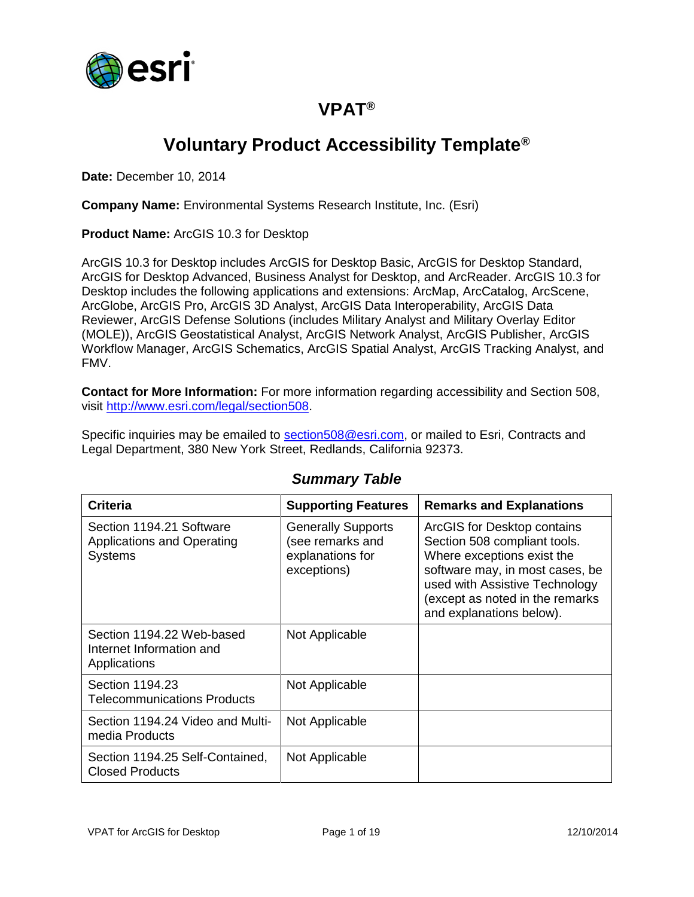# VPAT®

## Voluntary Product Accessibility Template®

**Date:** December 10, 2014

**Company Name:** Environmental Systems Research Institute, Inc. (Esri)

**Product Name:** ArcGIS 10.3 for Desktop

ArcGIS 10.3 for Desktop includes ArcGIS for Desktop Basic, ArcGIS for Desktop Standard, ArcGIS for Desktop Advanced, Business Analyst for Desktop, and ArcReader. ArcGIS 10.3 for Desktop includes the following applications and extensions: ArcMap, ArcCatalog, ArcScene, ArcGlobe, ArcGIS Pro, ArcGIS 3D Analyst, ArcGIS Data Interoperability, ArcGIS Data Reviewer, ArcGIS Defense Solutions (includes Military Analyst and Military Overlay Editor (MOLE)), ArcGIS Geostatistical Analyst, ArcGIS Network Analyst, ArcGIS Publisher, ArcGIS Workflow Manager, ArcGIS Schematics, ArcGIS Spatial Analyst, ArcGIS Tracking Analyst, and FMV.

**Contact for More Information:** For more information regarding accessibility and Section 508, visit [http://www.esri.com/legal/section508](http://www.esri.com/legal/section508).

Specific inquiries may be emailed to [section508@esri.com](mailto:section508@esri.com), or mailed to Esri, Contracts and Legal Department, 380 New York Street, Redlands, California 92373.

### *Summary Table*

| Criteria | Supporting Features | Remarks and Explanations |
|---|---|---|
| Section 1194.21 Software Applications and Operating Systems | Generally Supports (see remarks and explanations for exceptions) | ArcGIS for Desktop contains Section 508 compliant tools. Where exceptions exist the software may, in most cases, be used with Assistive Technology (except as noted in the remarks and explanations below). |
| Section 1194.22 Web-based Internet Information and Applications | Not Applicable | |
| Section 1194.23 Telecommunications Products | Not Applicable | |
| Section 1194.24 Video and Multi-media Products | Not Applicable | |
| Section 1194.25 Self-Contained, Closed Products | Not Applicable | |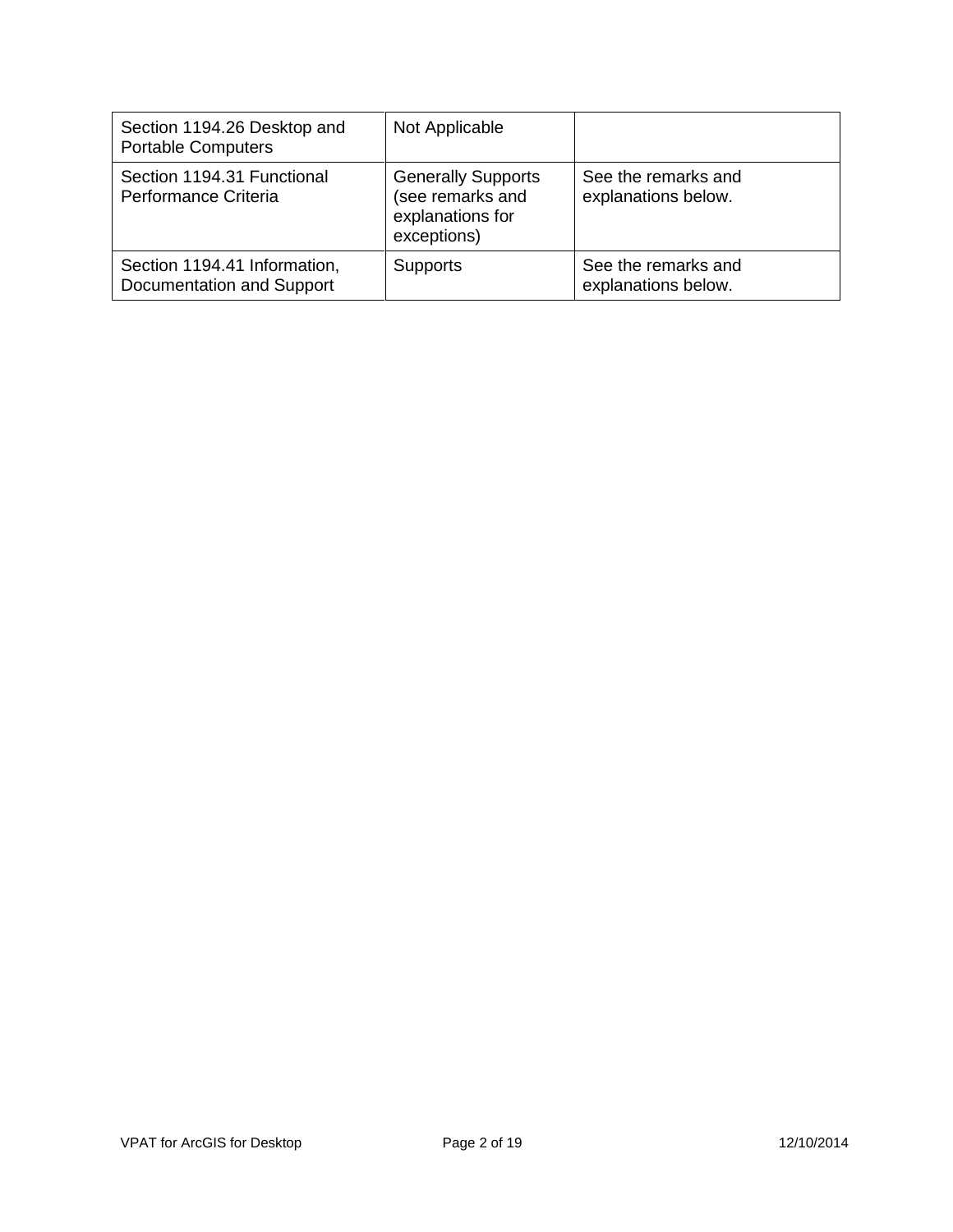| | | |
|---|---|---|
| Section 1194.26 Desktop and Portable Computers | Not Applicable | |
| Section 1194.31 Functional Performance Criteria | Generally Supports (see remarks and explanations for exceptions) | See the remarks and explanations below. |
| Section 1194.41 Information, Documentation and Support | Supports | See the remarks and explanations below. |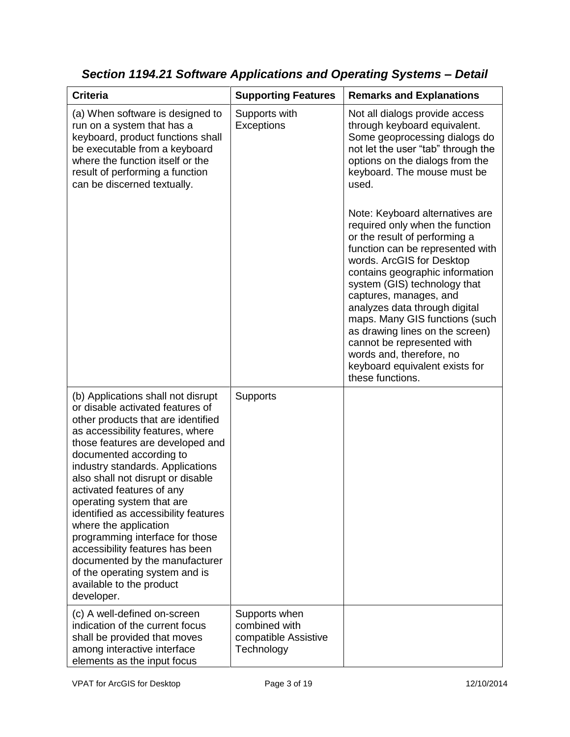## *Section 1194.21 Software Applications and Operating Systems – Detail*

| Criteria | Supporting Features | Remarks and Explanations |
| --- | --- | --- |
| (a) When software is designed to run on a system that has a keyboard, product functions shall be executable from a keyboard where the function itself or the result of performing a function can be discerned textually. | Supports with Exceptions | Not all dialogs provide access through keyboard equivalent. Some geoprocessing dialogs do not let the user "tab" through the options on the dialogs from the keyboard. The mouse must be used.<br><br>Note: Keyboard alternatives are required only when the function or the result of performing a function can be represented with words. ArcGIS for Desktop contains geographic information system (GIS) technology that captures, manages, and analyzes data through digital maps. Many GIS functions (such as drawing lines on the screen) cannot be represented with words and, therefore, no keyboard equivalent exists for these functions. |
| (b) Applications shall not disrupt or disable activated features of other products that are identified as accessibility features, where those features are developed and documented according to industry standards. Applications also shall not disrupt or disable activated features of any operating system that are identified as accessibility features where the application programming interface for those accessibility features has been documented by the manufacturer of the operating system and is available to the product developer. | Supports | |
| (c) A well-defined on-screen indication of the current focus shall be provided that moves among interactive interface elements as the input focus | Supports when combined with compatible Assistive Technology | |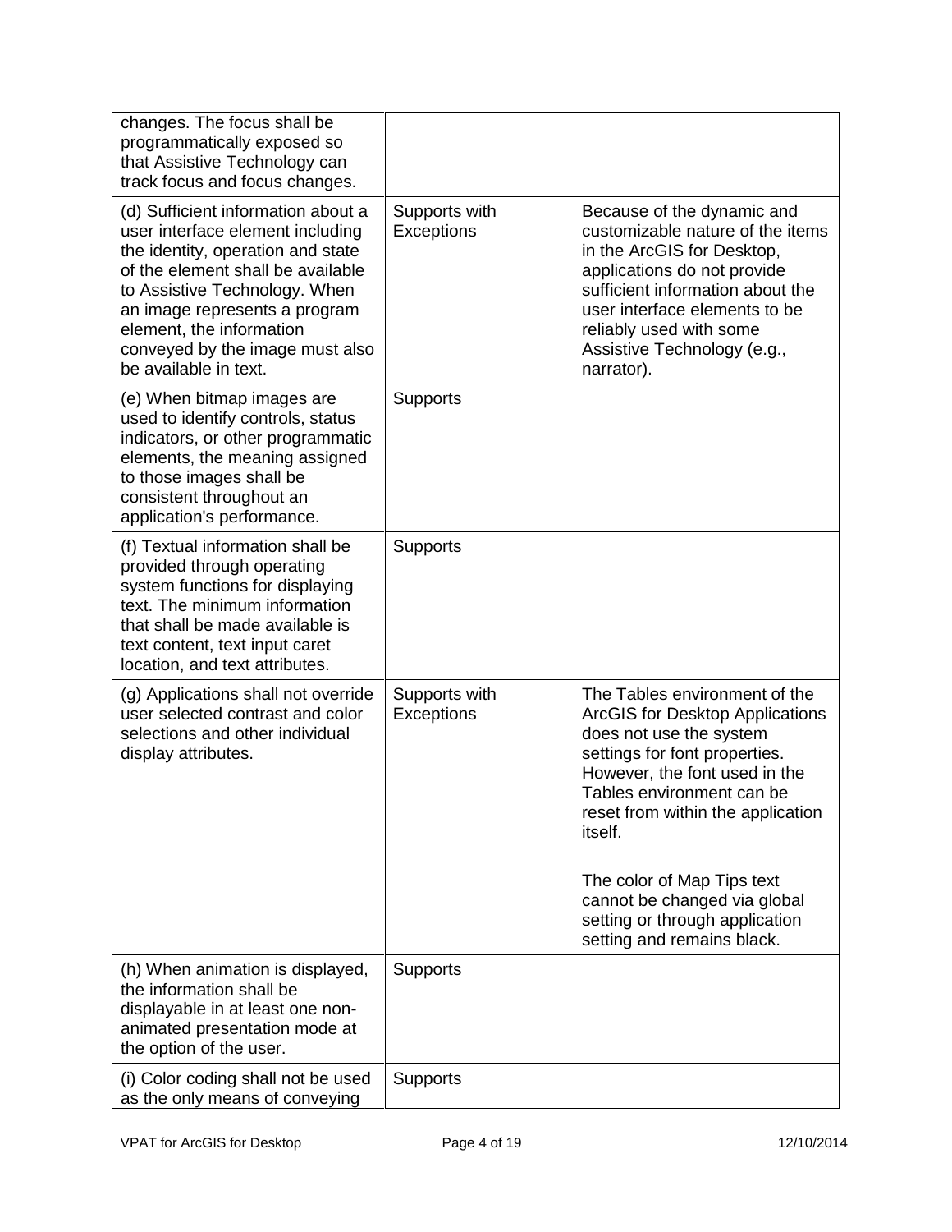| | | |
|---|---|---|
| changes. The focus shall be programmatically exposed so that Assistive Technology can track focus and focus changes. | | |
| (d) Sufficient information about a user interface element including the identity, operation and state of the element shall be available to Assistive Technology. When an image represents a program element, the information conveyed by the image must also be available in text. | Supports with Exceptions | Because of the dynamic and customizable nature of the items in the ArcGIS for Desktop, applications do not provide sufficient information about the user interface elements to be reliably used with some Assistive Technology (e.g., narrator). |
| (e) When bitmap images are used to identify controls, status indicators, or other programmatic elements, the meaning assigned to those images shall be consistent throughout an application's performance. | Supports | |
| (f) Textual information shall be provided through operating system functions for displaying text. The minimum information that shall be made available is text content, text input caret location, and text attributes. | Supports | |
| (g) Applications shall not override user selected contrast and color selections and other individual display attributes. | Supports with Exceptions | The Tables environment of the ArcGIS for Desktop Applications does not use the system settings for font properties. However, the font used in the Tables environment can be reset from within the application itself.<br><br>The color of Map Tips text cannot be changed via global setting or through application setting and remains black. |
| (h) When animation is displayed, the information shall be displayable in at least one non-animated presentation mode at the option of the user. | Supports | |
| (i) Color coding shall not be used as the only means of conveying | Supports | |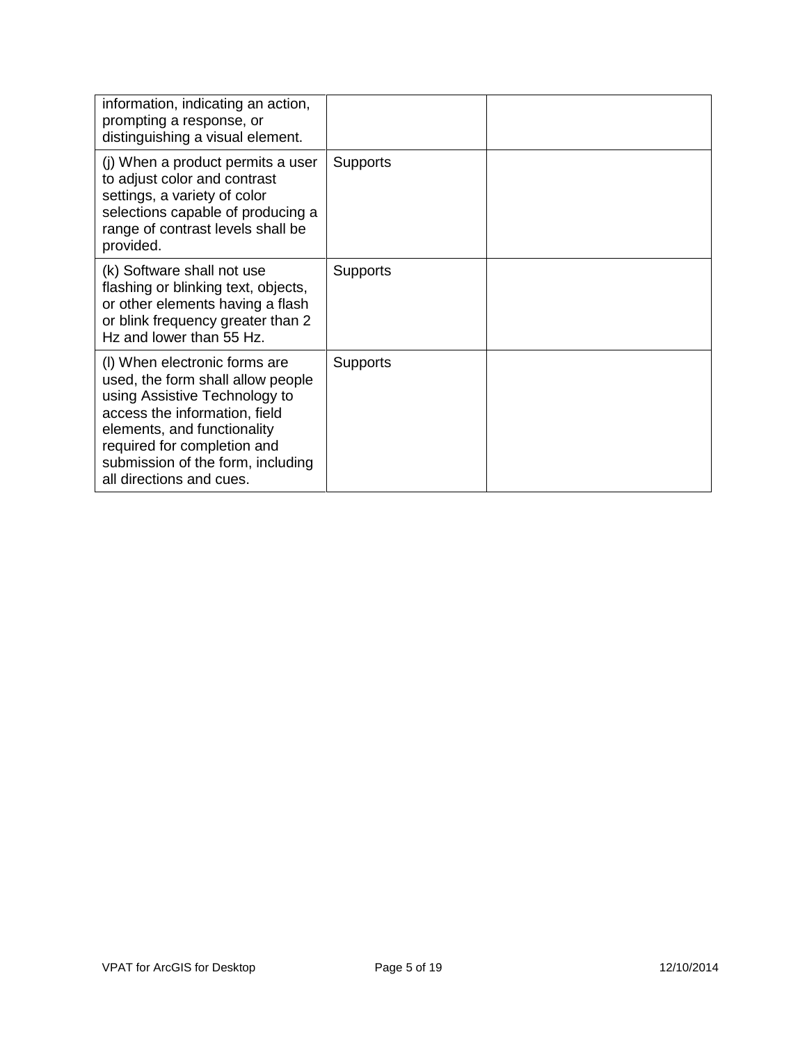| | | |
|---|---|---|
| information, indicating an action, prompting a response, or distinguishing a visual element. | | |
| (j) When a product permits a user to adjust color and contrast settings, a variety of color selections capable of producing a range of contrast levels shall be provided. | Supports | |
| (k) Software shall not use flashing or blinking text, objects, or other elements having a flash or blink frequency greater than 2 Hz and lower than 55 Hz. | Supports | |
| (l) When electronic forms are used, the form shall allow people using Assistive Technology to access the information, field elements, and functionality required for completion and submission of the form, including all directions and cues. | Supports | |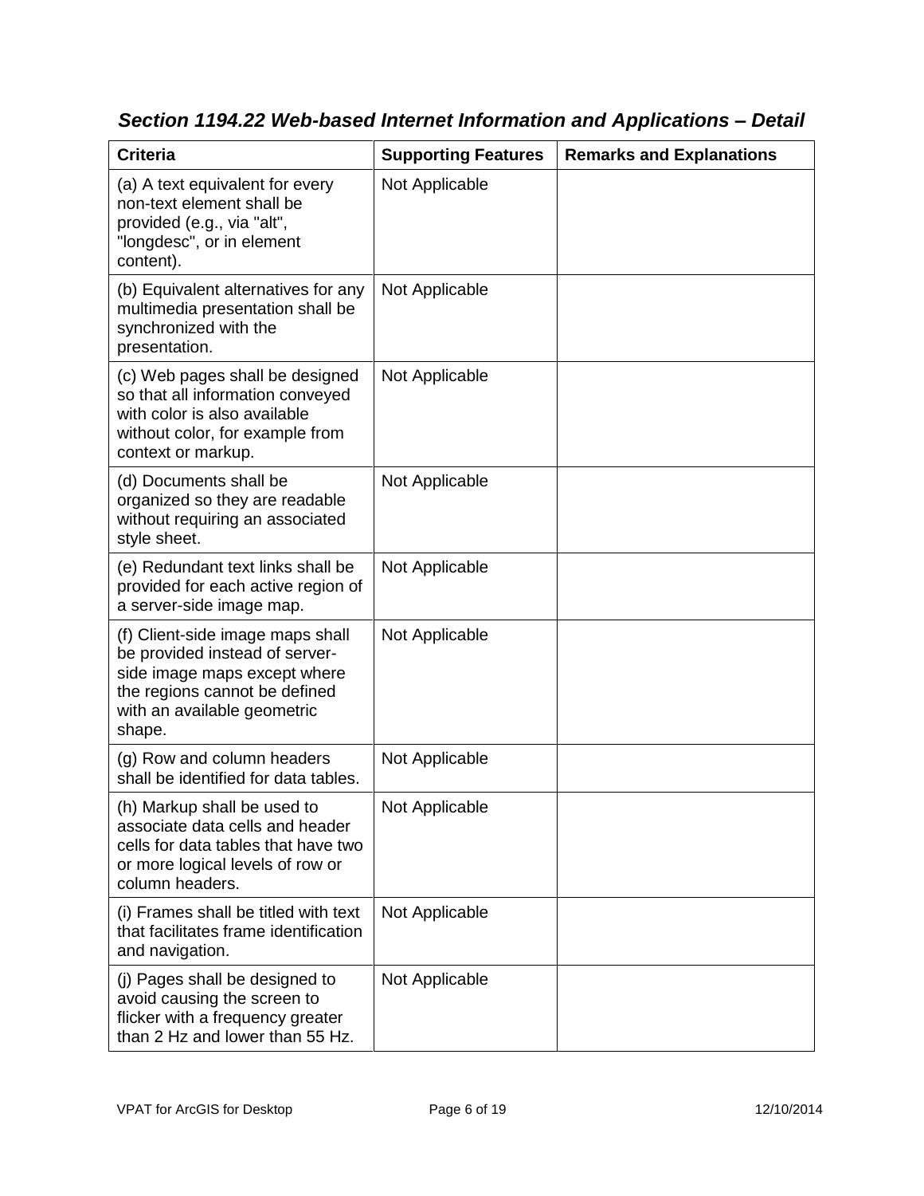### *Section 1194.22 Web-based Internet Information and Applications – Detail*

| Criteria | Supporting Features | Remarks and Explanations |
| --- | --- | --- |
| (a) A text equivalent for every non-text element shall be provided (e.g., via "alt", "longdesc", or in element content). | Not Applicable | |
| (b) Equivalent alternatives for any multimedia presentation shall be synchronized with the presentation. | Not Applicable | |
| (c) Web pages shall be designed so that all information conveyed with color is also available without color, for example from context or markup. | Not Applicable | |
| (d) Documents shall be organized so they are readable without requiring an associated style sheet. | Not Applicable | |
| (e) Redundant text links shall be provided for each active region of a server-side image map. | Not Applicable | |
| (f) Client-side image maps shall be provided instead of server-side image maps except where the regions cannot be defined with an available geometric shape. | Not Applicable | |
| (g) Row and column headers shall be identified for data tables. | Not Applicable | |
| (h) Markup shall be used to associate data cells and header cells for data tables that have two or more logical levels of row or column headers. | Not Applicable | |
| (i) Frames shall be titled with text that facilitates frame identification and navigation. | Not Applicable | |
| (j) Pages shall be designed to avoid causing the screen to flicker with a frequency greater than 2 Hz and lower than 55 Hz. | Not Applicable | |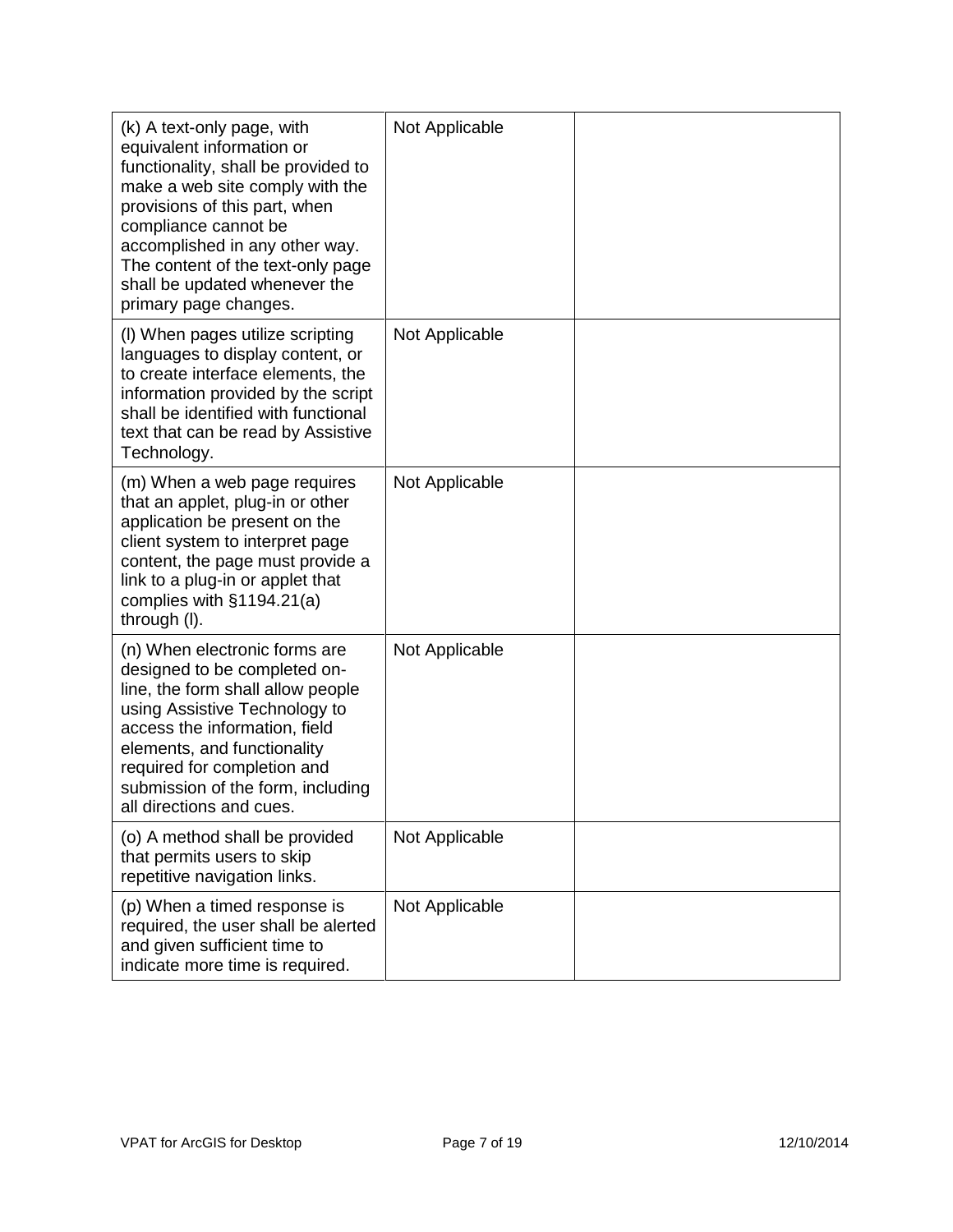| | | |
|---|---|---|
| (k) A text-only page, with equivalent information or functionality, shall be provided to make a web site comply with the provisions of this part, when compliance cannot be accomplished in any other way. The content of the text-only page shall be updated whenever the primary page changes. | Not Applicable | |
| (l) When pages utilize scripting languages to display content, or to create interface elements, the information provided by the script shall be identified with functional text that can be read by Assistive Technology. | Not Applicable | |
| (m) When a web page requires that an applet, plug-in or other application be present on the client system to interpret page content, the page must provide a link to a plug-in or applet that complies with §1194.21(a) through (l). | Not Applicable | |
| (n) When electronic forms are designed to be completed on-line, the form shall allow people using Assistive Technology to access the information, field elements, and functionality required for completion and submission of the form, including all directions and cues. | Not Applicable | |
| (o) A method shall be provided that permits users to skip repetitive navigation links. | Not Applicable | |
| (p) When a timed response is required, the user shall be alerted and given sufficient time to indicate more time is required. | Not Applicable | |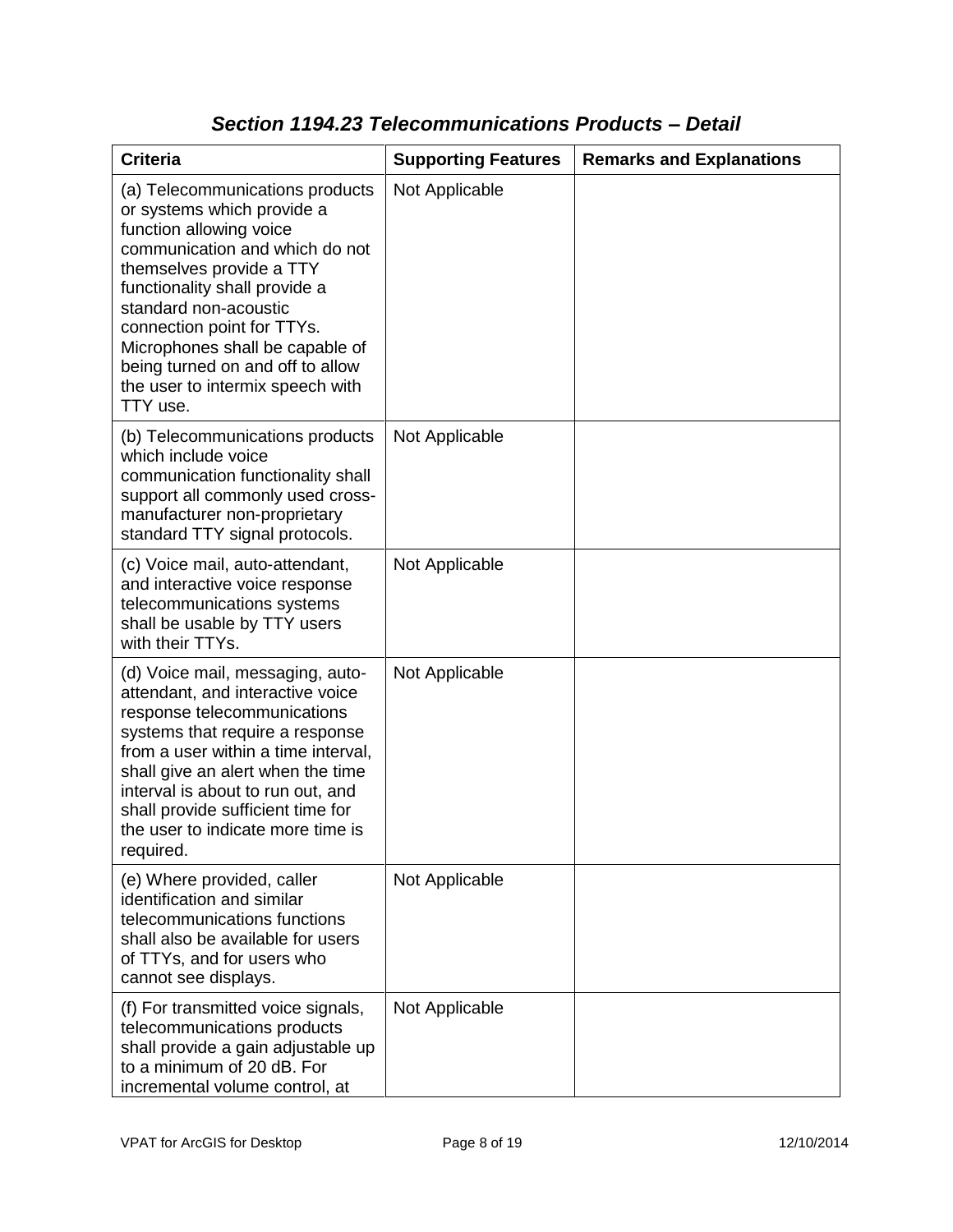## *Section 1194.23 Telecommunications Products – Detail*

| Criteria | Supporting Features | Remarks and Explanations |
| --- | --- | --- |
| (a) Telecommunications products or systems which provide a function allowing voice communication and which do not themselves provide a TTY functionality shall provide a standard non-acoustic connection point for TTYs. Microphones shall be capable of being turned on and off to allow the user to intermix speech with TTY use. | Not Applicable | |
| (b) Telecommunications products which include voice communication functionality shall support all commonly used cross-manufacturer non-proprietary standard TTY signal protocols. | Not Applicable | |
| (c) Voice mail, auto-attendant, and interactive voice response telecommunications systems shall be usable by TTY users with their TTYs. | Not Applicable | |
| (d) Voice mail, messaging, auto-attendant, and interactive voice response telecommunications systems that require a response from a user within a time interval, shall give an alert when the time interval is about to run out, and shall provide sufficient time for the user to indicate more time is required. | Not Applicable | |
| (e) Where provided, caller identification and similar telecommunications functions shall also be available for users of TTYs, and for users who cannot see displays. | Not Applicable | |
| (f) For transmitted voice signals, telecommunications products shall provide a gain adjustable up to a minimum of 20 dB. For incremental volume control, at | Not Applicable | |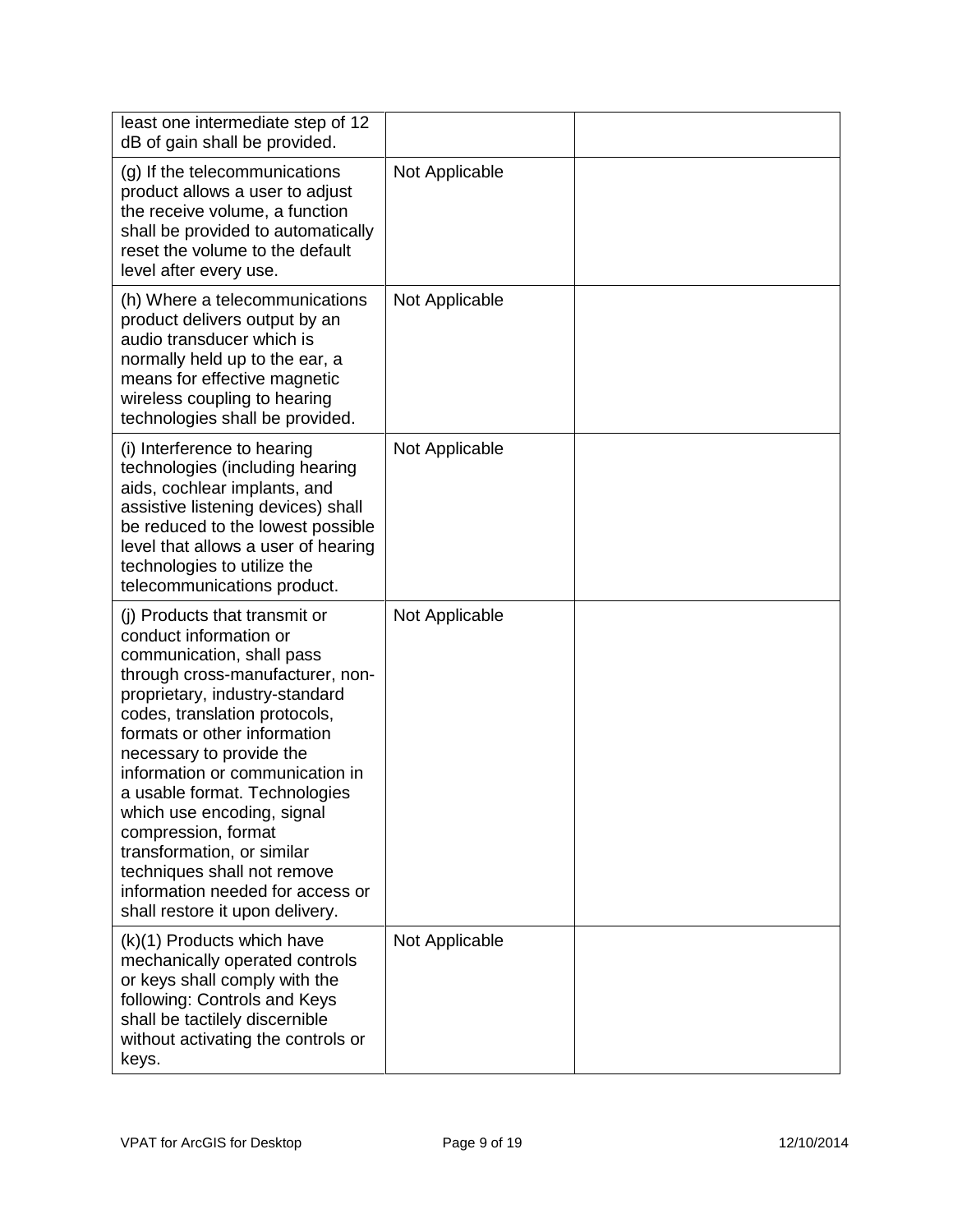| | | |
|---|---|---|
| least one intermediate step of 12 dB of gain shall be provided. | | |
| (g) If the telecommunications product allows a user to adjust the receive volume, a function shall be provided to automatically reset the volume to the default level after every use. | Not Applicable | |
| (h) Where a telecommunications product delivers output by an audio transducer which is normally held up to the ear, a means for effective magnetic wireless coupling to hearing technologies shall be provided. | Not Applicable | |
| (i) Interference to hearing technologies (including hearing aids, cochlear implants, and assistive listening devices) shall be reduced to the lowest possible level that allows a user of hearing technologies to utilize the telecommunications product. | Not Applicable | |
| (j) Products that transmit or conduct information or communication, shall pass through cross-manufacturer, non-proprietary, industry-standard codes, translation protocols, formats or other information necessary to provide the information or communication in a usable format. Technologies which use encoding, signal compression, format transformation, or similar techniques shall not remove information needed for access or shall restore it upon delivery. | Not Applicable | |
| (k)(1) Products which have mechanically operated controls or keys shall comply with the following: Controls and Keys shall be tactilely discernible without activating the controls or keys. | Not Applicable | |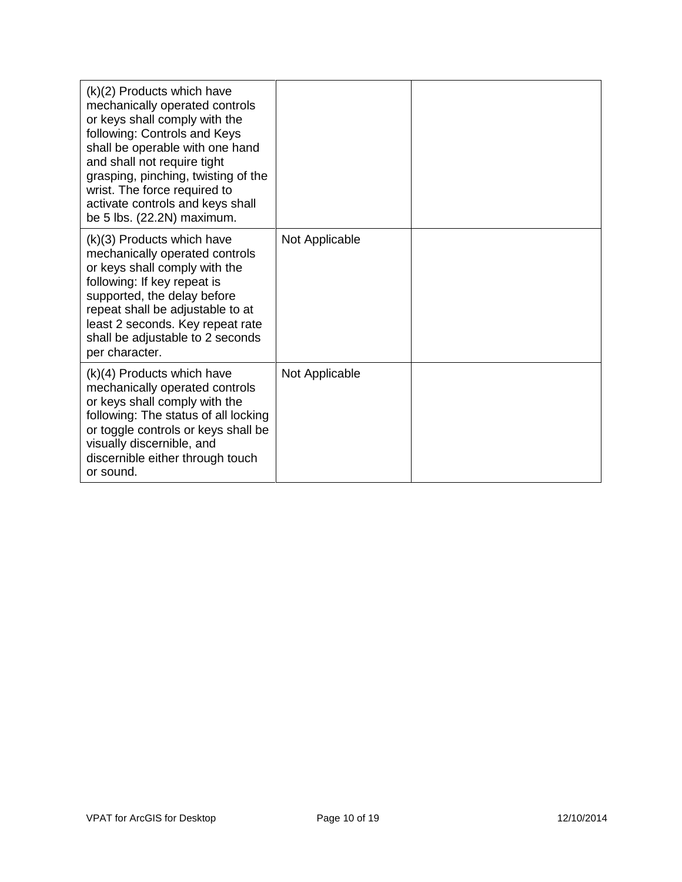| | | |
|---|---|---|
| (k)(2) Products which have mechanically operated controls or keys shall comply with the following: Controls and Keys shall be operable with one hand and shall not require tight grasping, pinching, twisting of the wrist. The force required to activate controls and keys shall be 5 lbs. (22.2N) maximum. | | |
| (k)(3) Products which have mechanically operated controls or keys shall comply with the following: If key repeat is supported, the delay before repeat shall be adjustable to at least 2 seconds. Key repeat rate shall be adjustable to 2 seconds per character. | Not Applicable | |
| (k)(4) Products which have mechanically operated controls or keys shall comply with the following: The status of all locking or toggle controls or keys shall be visually discernible, and discernible either through touch or sound. | Not Applicable | |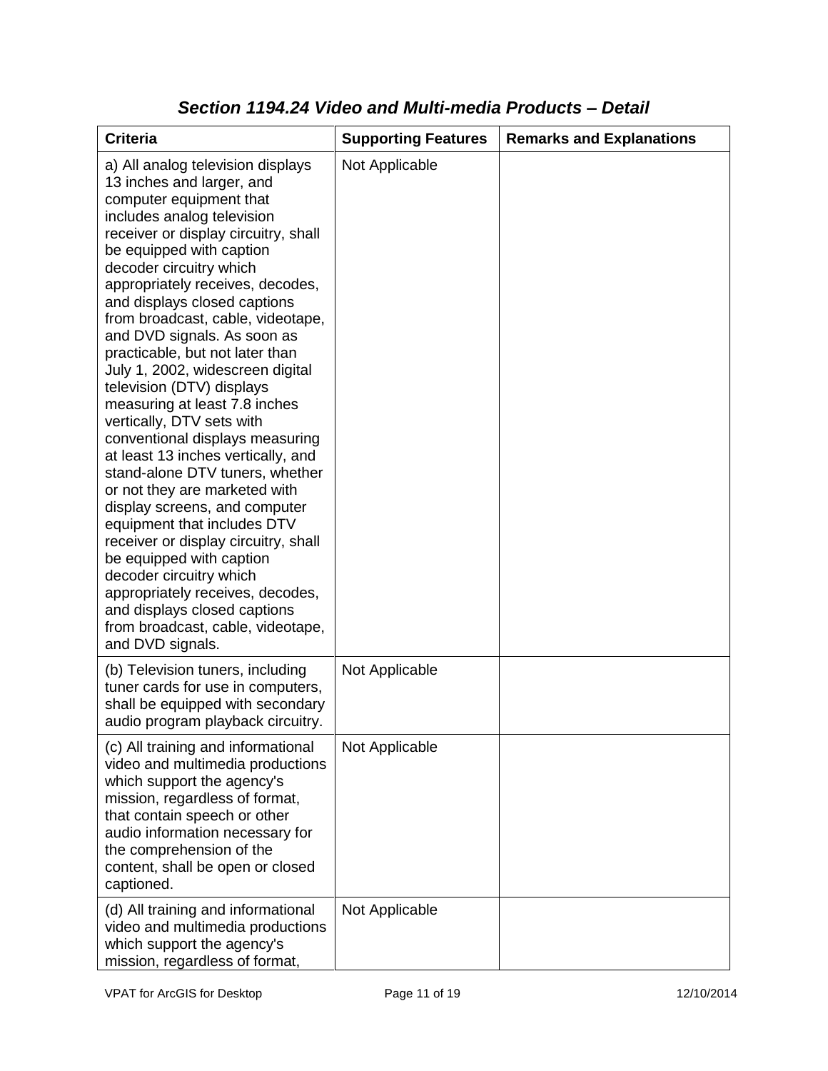## *Section 1194.24 Video and Multi-media Products – Detail*

| Criteria | Supporting Features | Remarks and Explanations |
|---|---|---|
| a) All analog television displays 13 inches and larger, and computer equipment that includes analog television receiver or display circuitry, shall be equipped with caption decoder circuitry which appropriately receives, decodes, and displays closed captions from broadcast, cable, videotape, and DVD signals. As soon as practicable, but not later than July 1, 2002, widescreen digital television (DTV) displays measuring at least 7.8 inches vertically, DTV sets with conventional displays measuring at least 13 inches vertically, and stand-alone DTV tuners, whether or not they are marketed with display screens, and computer equipment that includes DTV receiver or display circuitry, shall be equipped with caption decoder circuitry which appropriately receives, decodes, and displays closed captions from broadcast, cable, videotape, and DVD signals. | Not Applicable | |
| (b) Television tuners, including tuner cards for use in computers, shall be equipped with secondary audio program playback circuitry. | Not Applicable | |
| (c) All training and informational video and multimedia productions which support the agency's mission, regardless of format, that contain speech or other audio information necessary for the comprehension of the content, shall be open or closed captioned. | Not Applicable | |
| (d) All training and informational video and multimedia productions which support the agency's mission, regardless of format, | Not Applicable | |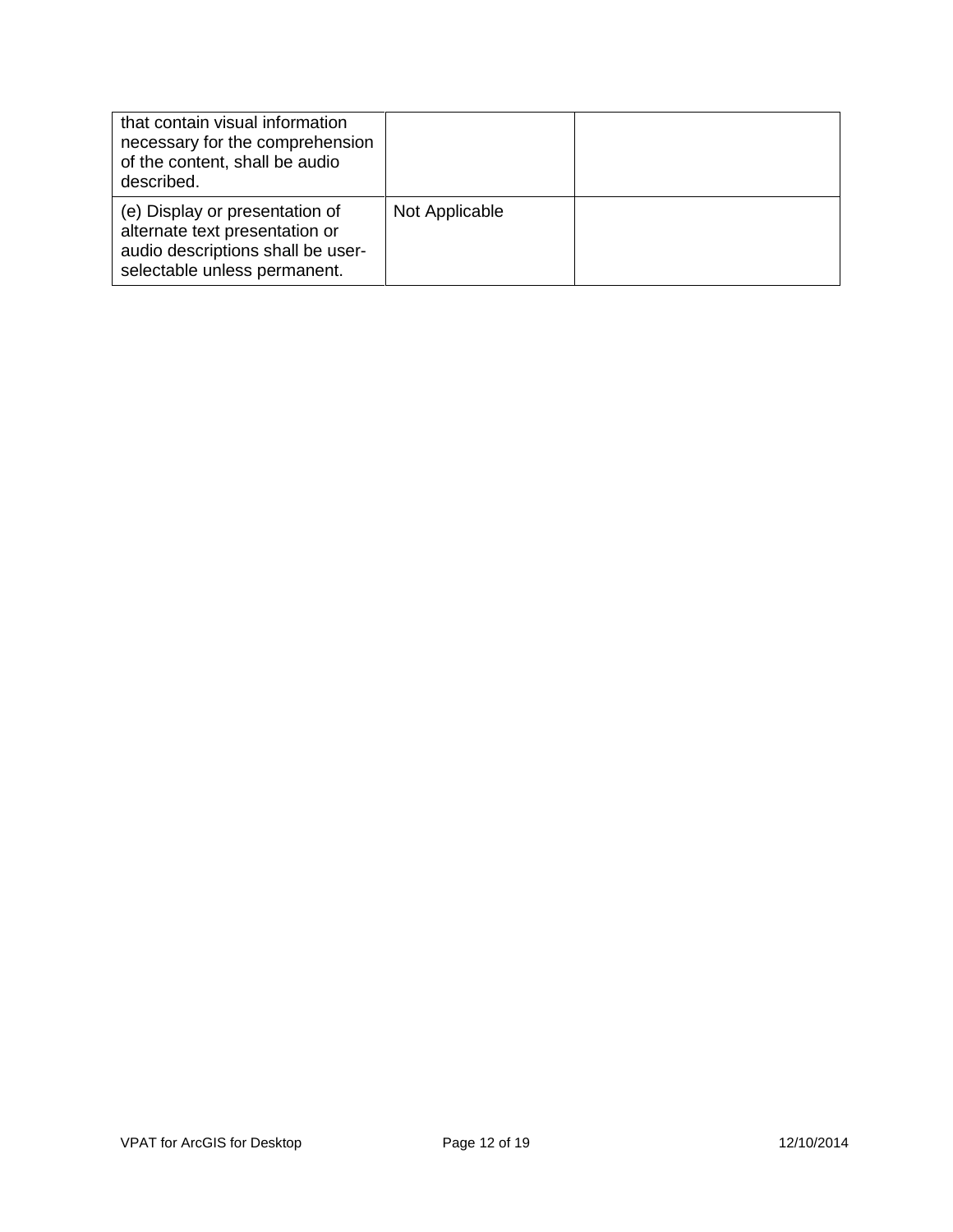| | | |
|---|---|---|
| that contain visual information necessary for the comprehension of the content, shall be audio described. | | |
| (e) Display or presentation of alternate text presentation or audio descriptions shall be user-selectable unless permanent. | Not Applicable | |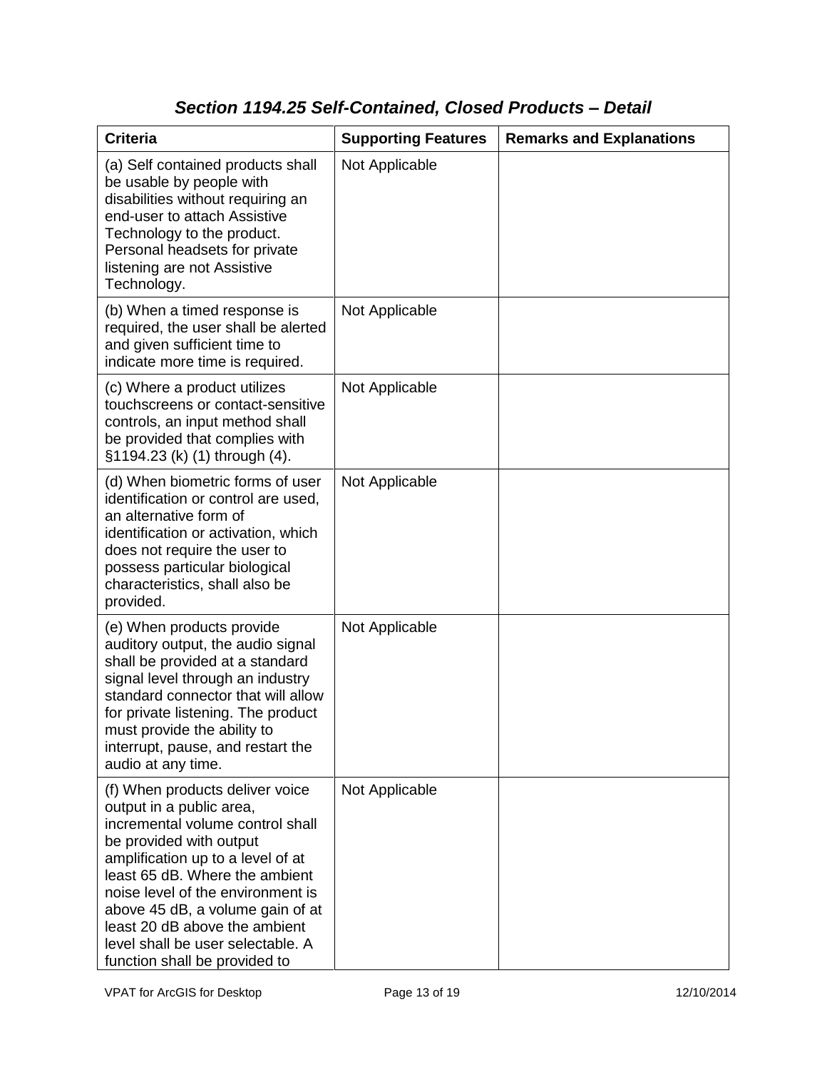### *Section 1194.25 Self-Contained, Closed Products – Detail*

| Criteria | Supporting Features | Remarks and Explanations |
|---|---|---|
| (a) Self contained products shall be usable by people with disabilities without requiring an end-user to attach Assistive Technology to the product. Personal headsets for private listening are not Assistive Technology. | Not Applicable | |
| (b) When a timed response is required, the user shall be alerted and given sufficient time to indicate more time is required. | Not Applicable | |
| (c) Where a product utilizes touchscreens or contact-sensitive controls, an input method shall be provided that complies with §1194.23 (k) (1) through (4). | Not Applicable | |
| (d) When biometric forms of user identification or control are used, an alternative form of identification or activation, which does not require the user to possess particular biological characteristics, shall also be provided. | Not Applicable | |
| (e) When products provide auditory output, the audio signal shall be provided at a standard signal level through an industry standard connector that will allow for private listening. The product must provide the ability to interrupt, pause, and restart the audio at any time. | Not Applicable | |
| (f) When products deliver voice output in a public area, incremental volume control shall be provided with output amplification up to a level of at least 65 dB. Where the ambient noise level of the environment is above 45 dB, a volume gain of at least 20 dB above the ambient level shall be user selectable. A function shall be provided to | Not Applicable | |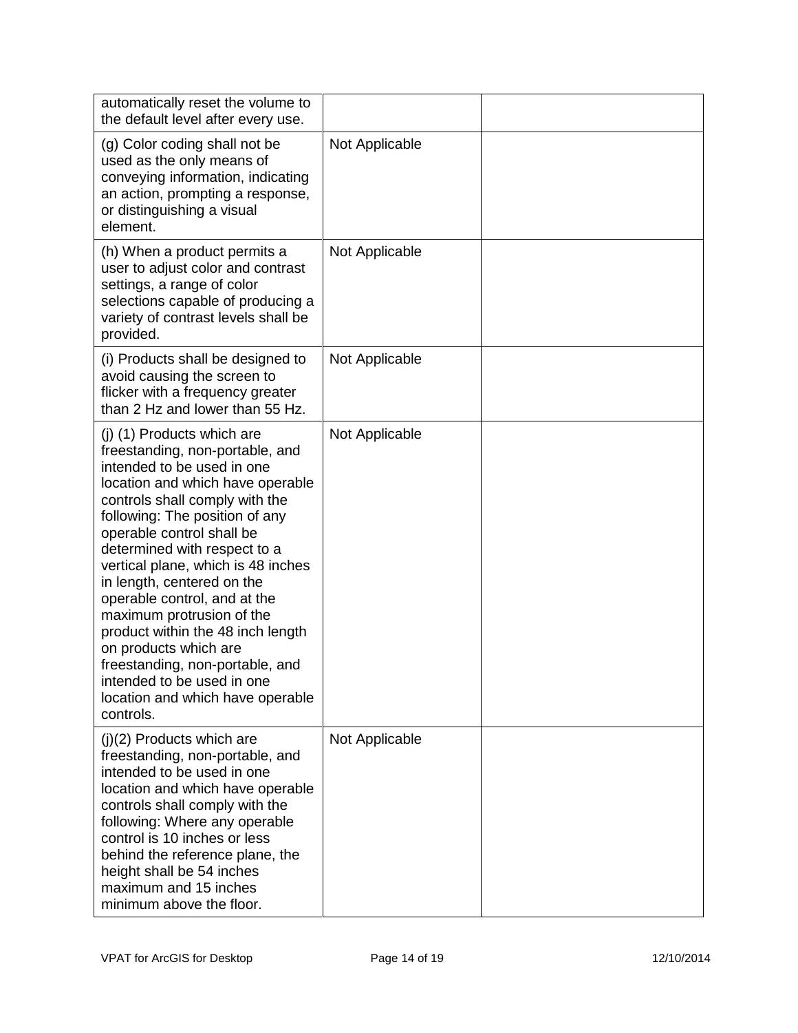| | | |
|---|---|---|
| automatically reset the volume to the default level after every use. | | |
| (g) Color coding shall not be used as the only means of conveying information, indicating an action, prompting a response, or distinguishing a visual element. | Not Applicable | |
| (h) When a product permits a user to adjust color and contrast settings, a range of color selections capable of producing a variety of contrast levels shall be provided. | Not Applicable | |
| (i) Products shall be designed to avoid causing the screen to flicker with a frequency greater than 2 Hz and lower than 55 Hz. | Not Applicable | |
| (j) (1) Products which are freestanding, non-portable, and intended to be used in one location and which have operable controls shall comply with the following: The position of any operable control shall be determined with respect to a vertical plane, which is 48 inches in length, centered on the operable control, and at the maximum protrusion of the product within the 48 inch length on products which are freestanding, non-portable, and intended to be used in one location and which have operable controls. | Not Applicable | |
| (j)(2) Products which are freestanding, non-portable, and intended to be used in one location and which have operable controls shall comply with the following: Where any operable control is 10 inches or less behind the reference plane, the height shall be 54 inches maximum and 15 inches minimum above the floor. | Not Applicable | |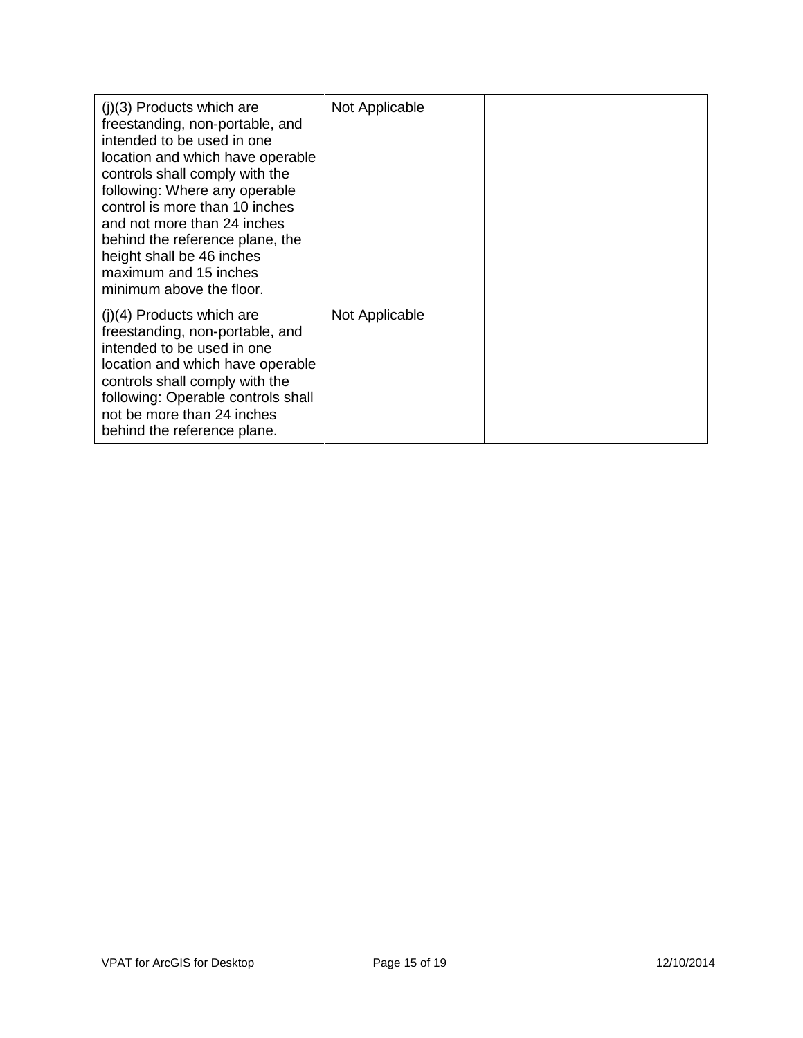| | | |
|---|---|---|
| (j)(3) Products which are freestanding, non-portable, and intended to be used in one location and which have operable controls shall comply with the following: Where any operable control is more than 10 inches and not more than 24 inches behind the reference plane, the height shall be 46 inches maximum and 15 inches minimum above the floor. | Not Applicable | |
| (j)(4) Products which are freestanding, non-portable, and intended to be used in one location and which have operable controls shall comply with the following: Operable controls shall not be more than 24 inches behind the reference plane. | Not Applicable | |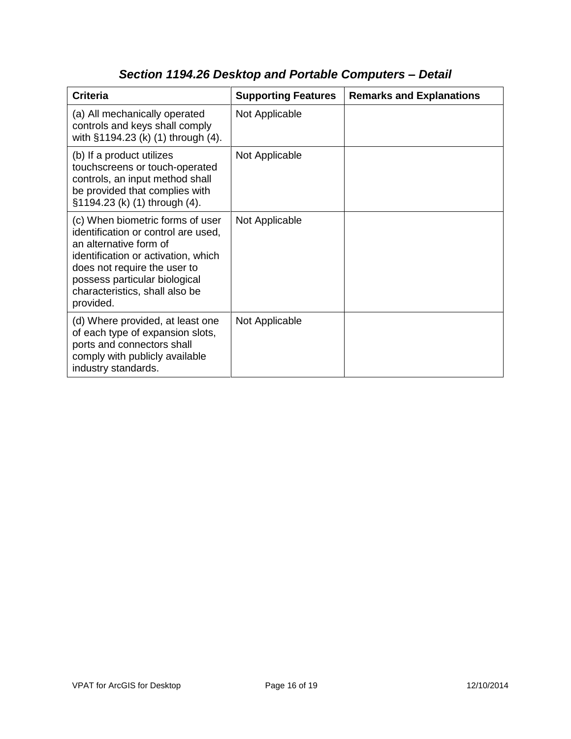## *Section 1194.26 Desktop and Portable Computers – Detail*

| Criteria | Supporting Features | Remarks and Explanations |
|---|---|---|
| (a) All mechanically operated controls and keys shall comply with §1194.23 (k) (1) through (4). | Not Applicable | |
| (b) If a product utilizes touchscreens or touch-operated controls, an input method shall be provided that complies with §1194.23 (k) (1) through (4). | Not Applicable | |
| (c) When biometric forms of user identification or control are used, an alternative form of identification or activation, which does not require the user to possess particular biological characteristics, shall also be provided. | Not Applicable | |
| (d) Where provided, at least one of each type of expansion slots, ports and connectors shall comply with publicly available industry standards. | Not Applicable | |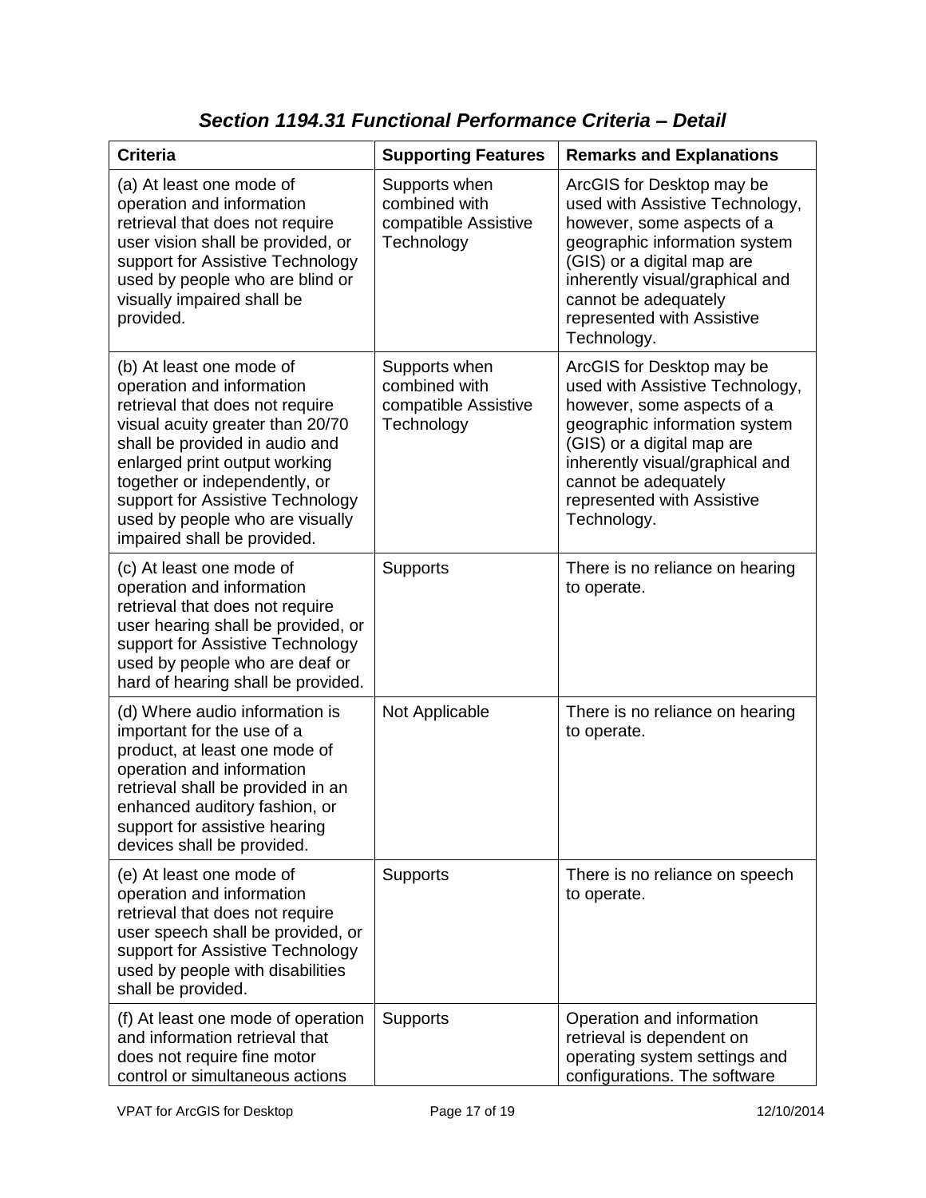## *Section 1194.31 Functional Performance Criteria – Detail*

| Criteria | Supporting Features | Remarks and Explanations |
|---|---|---|
| (a) At least one mode of operation and information retrieval that does not require user vision shall be provided, or support for Assistive Technology used by people who are blind or visually impaired shall be provided. | Supports when combined with compatible Assistive Technology | ArcGIS for Desktop may be used with Assistive Technology, however, some aspects of a geographic information system (GIS) or a digital map are inherently visual/graphical and cannot be adequately represented with Assistive Technology. |
| (b) At least one mode of operation and information retrieval that does not require visual acuity greater than 20/70 shall be provided in audio and enlarged print output working together or independently, or support for Assistive Technology used by people who are visually impaired shall be provided. | Supports when combined with compatible Assistive Technology | ArcGIS for Desktop may be used with Assistive Technology, however, some aspects of a geographic information system (GIS) or a digital map are inherently visual/graphical and cannot be adequately represented with Assistive Technology. |
| (c) At least one mode of operation and information retrieval that does not require user hearing shall be provided, or support for Assistive Technology used by people who are deaf or hard of hearing shall be provided. | Supports | There is no reliance on hearing to operate. |
| (d) Where audio information is important for the use of a product, at least one mode of operation and information retrieval shall be provided in an enhanced auditory fashion, or support for assistive hearing devices shall be provided. | Not Applicable | There is no reliance on hearing to operate. |
| (e) At least one mode of operation and information retrieval that does not require user speech shall be provided, or support for Assistive Technology used by people with disabilities shall be provided. | Supports | There is no reliance on speech to operate. |
| (f) At least one mode of operation and information retrieval that does not require fine motor control or simultaneous actions | Supports | Operation and information retrieval is dependent on operating system settings and configurations. The software |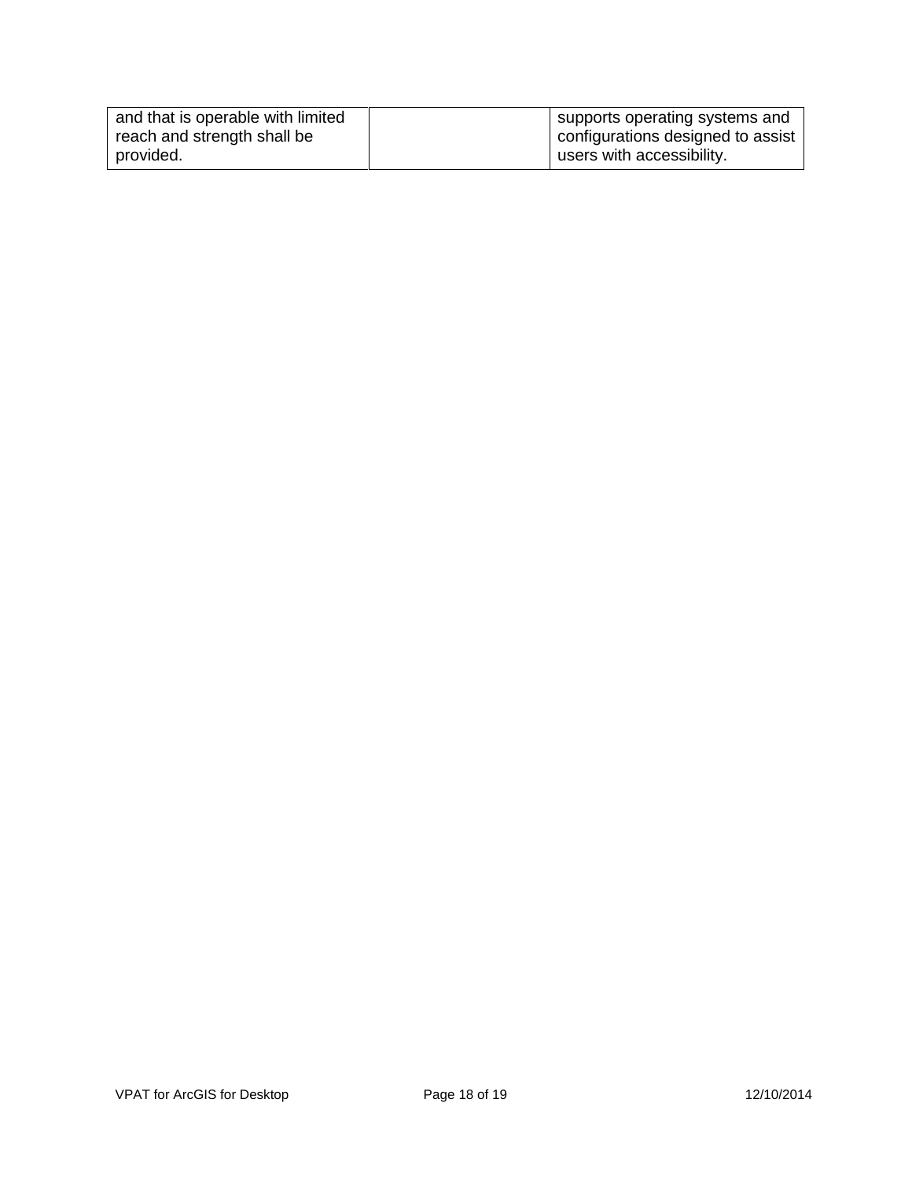| and that is operable with limited reach and strength shall be provided. | | supports operating systems and configurations designed to assist users with accessibility. |
|---|---|---|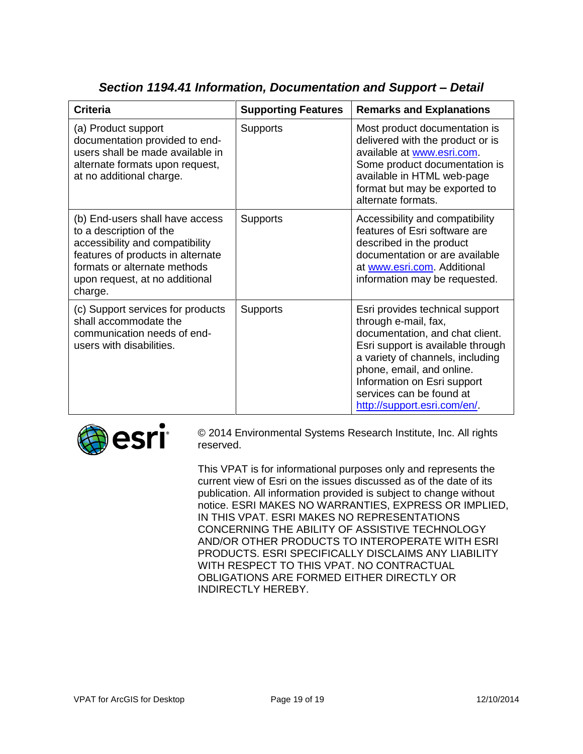### *Section 1194.41 Information, Documentation and Support – Detail*

| Criteria | Supporting Features | Remarks and Explanations |
| --- | --- | --- |
| (a) Product support documentation provided to end-users shall be made available in alternate formats upon request, at no additional charge. | Supports | Most product documentation is delivered with the product or is available at www.esri.com. Some product documentation is available in HTML web-page format but may be exported to alternate formats. |
| (b) End-users shall have access to a description of the accessibility and compatibility features of products in alternate formats or alternate methods upon request, at no additional charge. | Supports | Accessibility and compatibility features of Esri software are described in the product documentation or are available at www.esri.com. Additional information may be requested. |
| (c) Support services for products shall accommodate the communication needs of end-users with disabilities. | Supports | Esri provides technical support through e-mail, fax, documentation, and chat client. Esri support is available through a variety of channels, including phone, email, and online. Information on Esri support services can be found at http://support.esri.com/en/. |

esri

© 2014 Environmental Systems Research Institute, Inc. All rights reserved.

This VPAT is for informational purposes only and represents the current view of Esri on the issues discussed as of the date of its publication. All information provided is subject to change without notice. ESRI MAKES NO WARRANTIES, EXPRESS OR IMPLIED, IN THIS VPAT. ESRI MAKES NO REPRESENTATIONS CONCERNING THE ABILITY OF ASSISTIVE TECHNOLOGY AND/OR OTHER PRODUCTS TO INTEROPERATE WITH ESRI PRODUCTS. ESRI SPECIFICALLY DISCLAIMS ANY LIABILITY WITH RESPECT TO THIS VPAT. NO CONTRACTUAL OBLIGATIONS ARE FORMED EITHER DIRECTLY OR INDIRECTLY HEREBY.